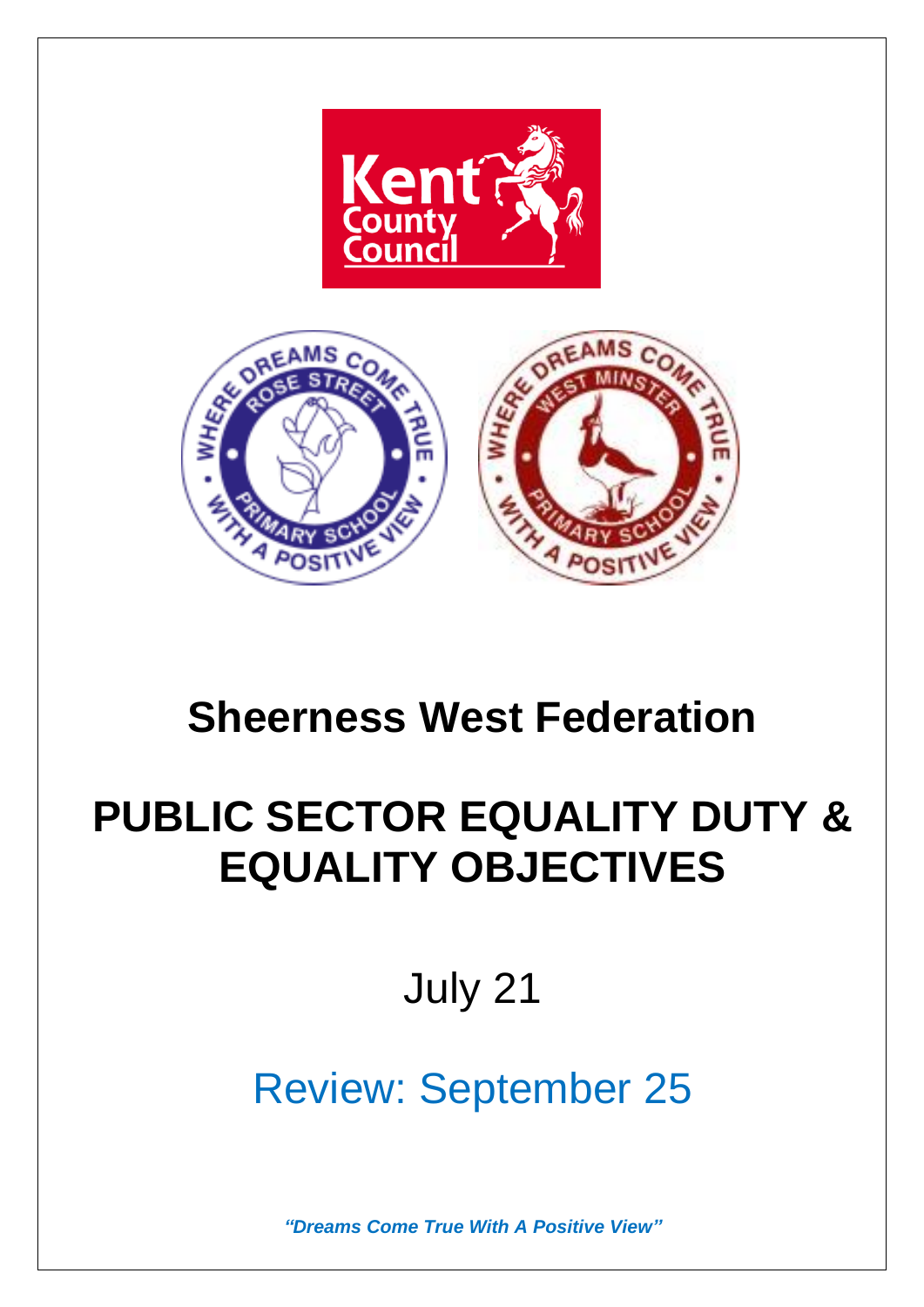# Sheerness West Federation

# PUBLIC SECTOR EQUALITY DUTY & EQUALITY OBJECTIVES

July 21

Review: September 25

***"Dreams Come True With A Positive View"***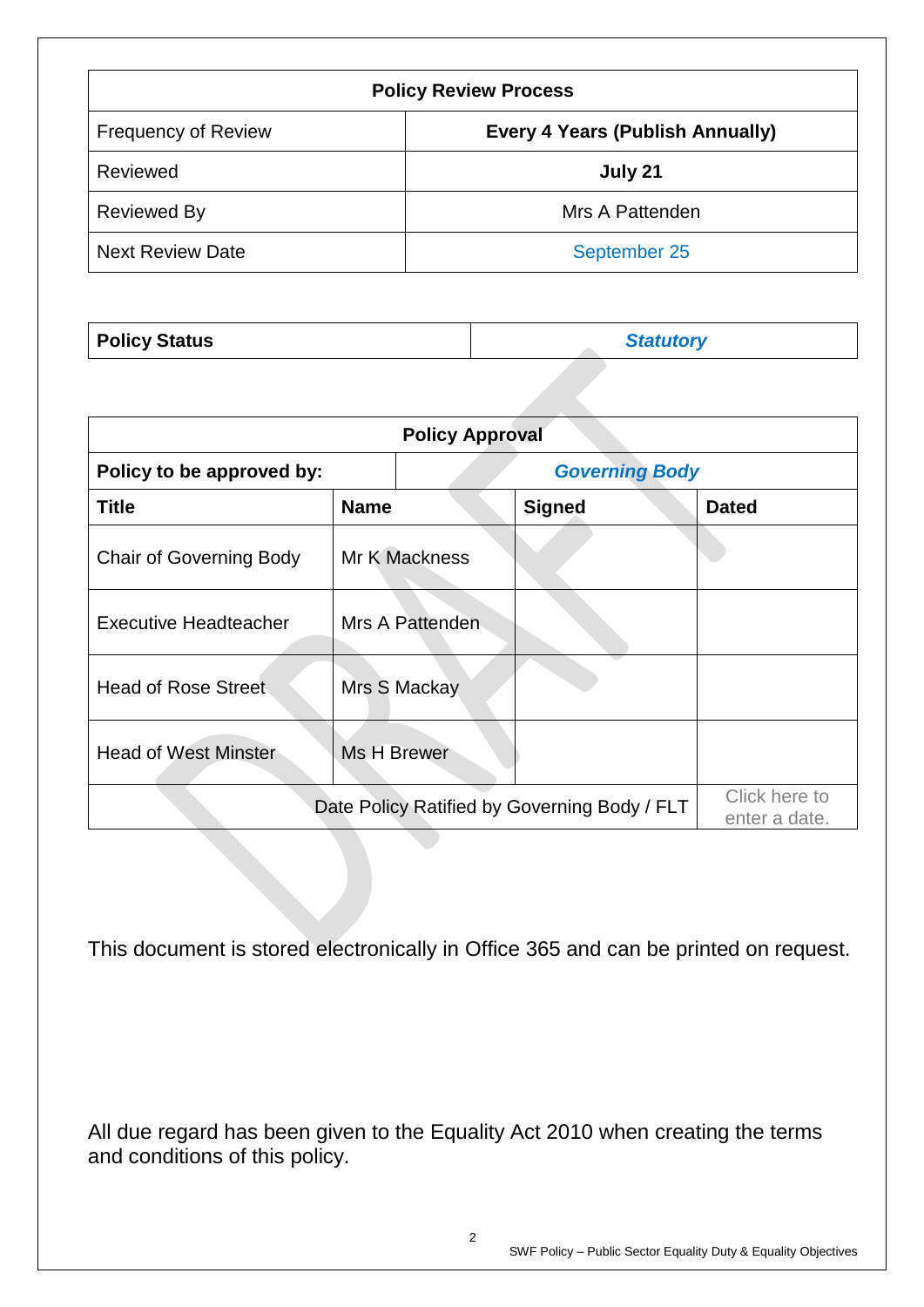| Policy Review Process | |
|---|---|
| Frequency of Review | **Every 4 Years (Publish Annually)** |
| Reviewed | **July 21** |
| Reviewed By | Mrs A Pattenden |
| Next Review Date | September 25 |

| **Policy Status** | ***Statutory*** |
|---|---|

| Policy Approval | | | |
|---|---|---|---|
| **Policy to be approved by:** | ***Governing Body*** | | |
| **Title** | **Name** | **Signed** | **Dated** |
| Chair of Governing Body | Mr K Mackness | | |
| Executive Headteacher | Mrs A Pattenden | | |
| Head of Rose Street | Mrs S Mackay | | |
| Head of West Minster | Ms H Brewer | | |
| Date Policy Ratified by Governing Body / FLT | | | Click here to enter a date. |

This document is stored electronically in Office 365 and can be printed on request.

All due regard has been given to the Equality Act 2010 when creating the terms and conditions of this policy.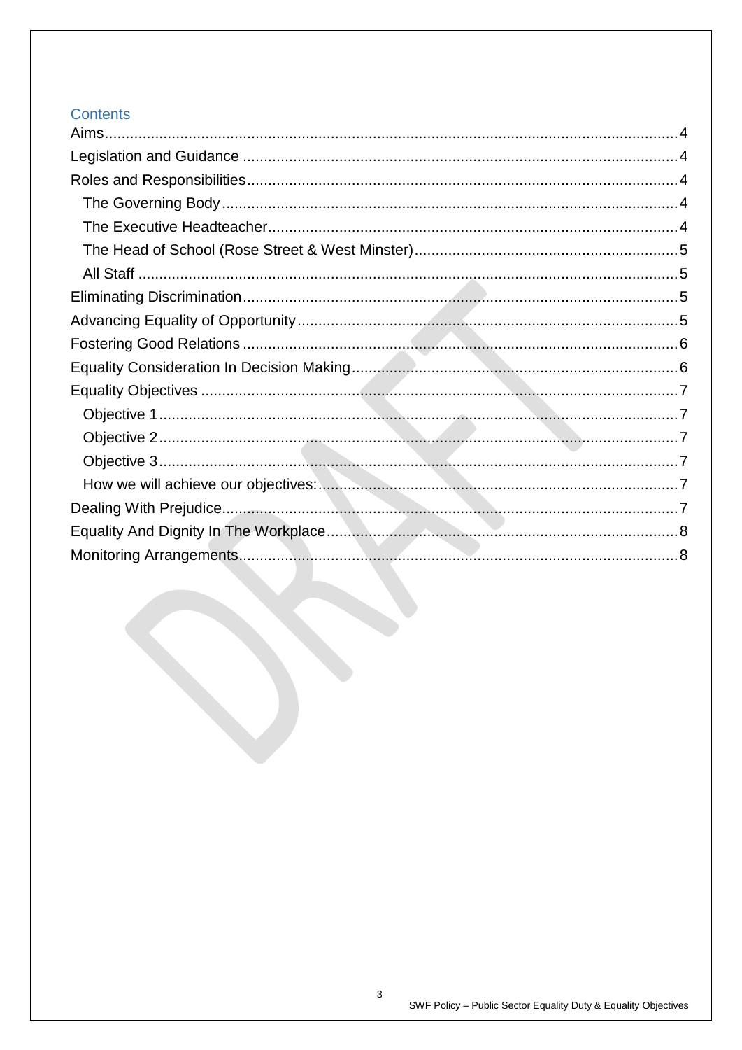## Contents

- Aims ........ 4
- Legislation and Guidance ........ 4
- Roles and Responsibilities ........ 4
  - The Governing Body ........ 4
  - The Executive Headteacher ........ 4
  - The Head of School (Rose Street & West Minster) ........ 5
  - All Staff ........ 5
- Eliminating Discrimination ........ 5
- Advancing Equality of Opportunity ........ 5
- Fostering Good Relations ........ 6
- Equality Consideration In Decision Making ........ 6
- Equality Objectives ........ 7
  - Objective 1 ........ 7
  - Objective 2 ........ 7
  - Objective 3 ........ 7
  - How we will achieve our objectives: ........ 7
- Dealing With Prejudice ........ 7
- Equality And Dignity In The Workplace ........ 8
- Monitoring Arrangements ........ 8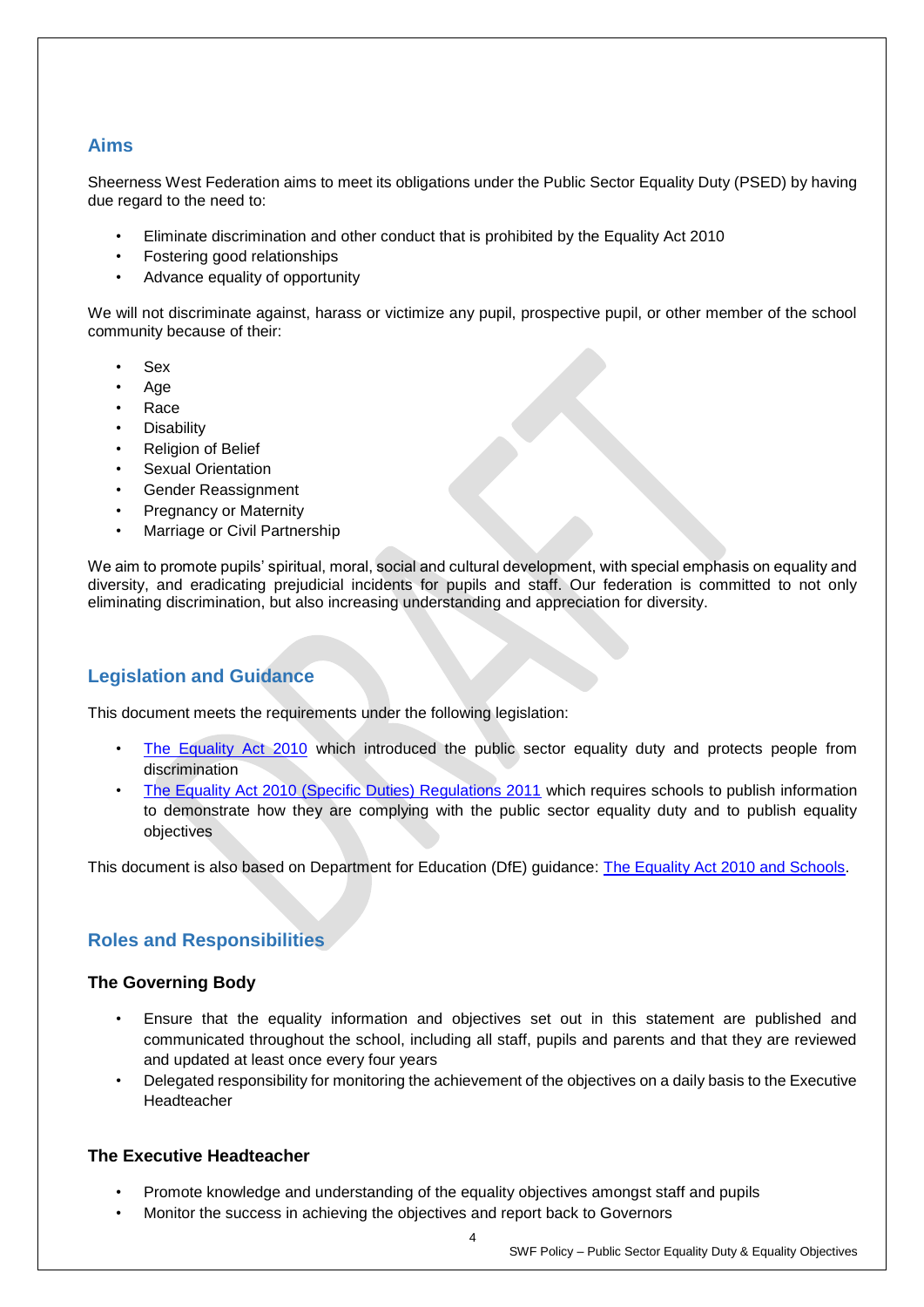## Aims

Sheerness West Federation aims to meet its obligations under the Public Sector Equality Duty (PSED) by having due regard to the need to:

- Eliminate discrimination and other conduct that is prohibited by the Equality Act 2010
- Fostering good relationships
- Advance equality of opportunity

We will not discriminate against, harass or victimize any pupil, prospective pupil, or other member of the school community because of their:

- Sex
- Age
- Race
- Disability
- Religion of Belief
- Sexual Orientation
- Gender Reassignment
- Pregnancy or Maternity
- Marriage or Civil Partnership

We aim to promote pupils' spiritual, moral, social and cultural development, with special emphasis on equality and diversity, and eradicating prejudicial incidents for pupils and staff. Our federation is committed to not only eliminating discrimination, but also increasing understanding and appreciation for diversity.

## Legislation and Guidance

This document meets the requirements under the following legislation:

- The Equality Act 2010 which introduced the public sector equality duty and protects people from discrimination
- The Equality Act 2010 (Specific Duties) Regulations 2011 which requires schools to publish information to demonstrate how they are complying with the public sector equality duty and to publish equality objectives

This document is also based on Department for Education (DfE) guidance: The Equality Act 2010 and Schools.

## Roles and Responsibilities

### The Governing Body

- Ensure that the equality information and objectives set out in this statement are published and communicated throughout the school, including all staff, pupils and parents and that they are reviewed and updated at least once every four years
- Delegated responsibility for monitoring the achievement of the objectives on a daily basis to the Executive Headteacher

### The Executive Headteacher

- Promote knowledge and understanding of the equality objectives amongst staff and pupils
- Monitor the success in achieving the objectives and report back to Governors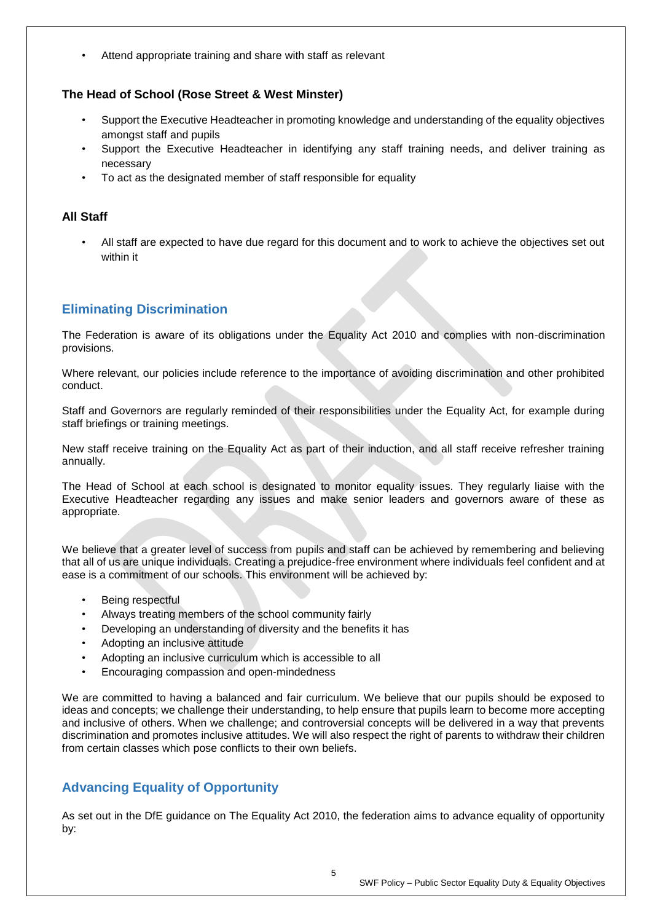- Attend appropriate training and share with staff as relevant

### The Head of School (Rose Street & West Minster)

- Support the Executive Headteacher in promoting knowledge and understanding of the equality objectives amongst staff and pupils
- Support the Executive Headteacher in identifying any staff training needs, and deliver training as necessary
- To act as the designated member of staff responsible for equality

### All Staff

- All staff are expected to have due regard for this document and to work to achieve the objectives set out within it

## Eliminating Discrimination

The Federation is aware of its obligations under the Equality Act 2010 and complies with non-discrimination provisions.

Where relevant, our policies include reference to the importance of avoiding discrimination and other prohibited conduct.

Staff and Governors are regularly reminded of their responsibilities under the Equality Act, for example during staff briefings or training meetings.

New staff receive training on the Equality Act as part of their induction, and all staff receive refresher training annually.

The Head of School at each school is designated to monitor equality issues. They regularly liaise with the Executive Headteacher regarding any issues and make senior leaders and governors aware of these as appropriate.

We believe that a greater level of success from pupils and staff can be achieved by remembering and believing that all of us are unique individuals. Creating a prejudice-free environment where individuals feel confident and at ease is a commitment of our schools. This environment will be achieved by:

- Being respectful
- Always treating members of the school community fairly
- Developing an understanding of diversity and the benefits it has
- Adopting an inclusive attitude
- Adopting an inclusive curriculum which is accessible to all
- Encouraging compassion and open-mindedness

We are committed to having a balanced and fair curriculum. We believe that our pupils should be exposed to ideas and concepts; we challenge their understanding, to help ensure that pupils learn to become more accepting and inclusive of others. When we challenge; and controversial concepts will be delivered in a way that prevents discrimination and promotes inclusive attitudes. We will also respect the right of parents to withdraw their children from certain classes which pose conflicts to their own beliefs.

## Advancing Equality of Opportunity

As set out in the DfE guidance on The Equality Act 2010, the federation aims to advance equality of opportunity by: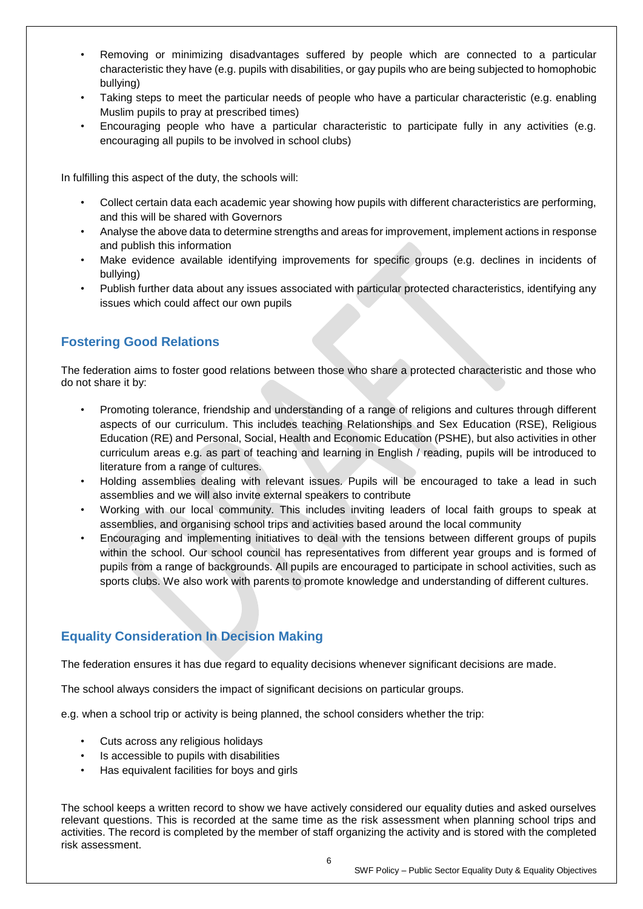- Removing or minimizing disadvantages suffered by people which are connected to a particular characteristic they have (e.g. pupils with disabilities, or gay pupils who are being subjected to homophobic bullying)
- Taking steps to meet the particular needs of people who have a particular characteristic (e.g. enabling Muslim pupils to pray at prescribed times)
- Encouraging people who have a particular characteristic to participate fully in any activities (e.g. encouraging all pupils to be involved in school clubs)

In fulfilling this aspect of the duty, the schools will:

- Collect certain data each academic year showing how pupils with different characteristics are performing, and this will be shared with Governors
- Analyse the above data to determine strengths and areas for improvement, implement actions in response and publish this information
- Make evidence available identifying improvements for specific groups (e.g. declines in incidents of bullying)
- Publish further data about any issues associated with particular protected characteristics, identifying any issues which could affect our own pupils

## Fostering Good Relations

The federation aims to foster good relations between those who share a protected characteristic and those who do not share it by:

- Promoting tolerance, friendship and understanding of a range of religions and cultures through different aspects of our curriculum. This includes teaching Relationships and Sex Education (RSE), Religious Education (RE) and Personal, Social, Health and Economic Education (PSHE), but also activities in other curriculum areas e.g. as part of teaching and learning in English / reading, pupils will be introduced to literature from a range of cultures.
- Holding assemblies dealing with relevant issues. Pupils will be encouraged to take a lead in such assemblies and we will also invite external speakers to contribute
- Working with our local community. This includes inviting leaders of local faith groups to speak at assemblies, and organising school trips and activities based around the local community
- Encouraging and implementing initiatives to deal with the tensions between different groups of pupils within the school. Our school council has representatives from different year groups and is formed of pupils from a range of backgrounds. All pupils are encouraged to participate in school activities, such as sports clubs. We also work with parents to promote knowledge and understanding of different cultures.

## Equality Consideration In Decision Making

The federation ensures it has due regard to equality decisions whenever significant decisions are made.

The school always considers the impact of significant decisions on particular groups.

e.g. when a school trip or activity is being planned, the school considers whether the trip:

- Cuts across any religious holidays
- Is accessible to pupils with disabilities
- Has equivalent facilities for boys and girls

The school keeps a written record to show we have actively considered our equality duties and asked ourselves relevant questions. This is recorded at the same time as the risk assessment when planning school trips and activities. The record is completed by the member of staff organizing the activity and is stored with the completed risk assessment.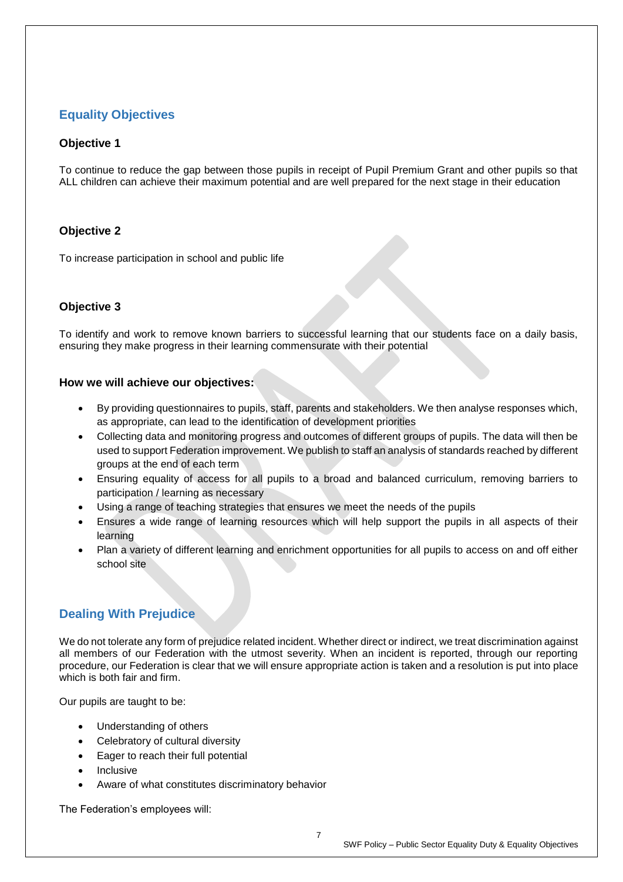## Equality Objectives

### Objective 1

To continue to reduce the gap between those pupils in receipt of Pupil Premium Grant and other pupils so that ALL children can achieve their maximum potential and are well prepared for the next stage in their education

### Objective 2

To increase participation in school and public life

### Objective 3

To identify and work to remove known barriers to successful learning that our students face on a daily basis, ensuring they make progress in their learning commensurate with their potential

### How we will achieve our objectives:

- By providing questionnaires to pupils, staff, parents and stakeholders. We then analyse responses which, as appropriate, can lead to the identification of development priorities
- Collecting data and monitoring progress and outcomes of different groups of pupils. The data will then be used to support Federation improvement. We publish to staff an analysis of standards reached by different groups at the end of each term
- Ensuring equality of access for all pupils to a broad and balanced curriculum, removing barriers to participation / learning as necessary
- Using a range of teaching strategies that ensures we meet the needs of the pupils
- Ensures a wide range of learning resources which will help support the pupils in all aspects of their learning
- Plan a variety of different learning and enrichment opportunities for all pupils to access on and off either school site

## Dealing With Prejudice

We do not tolerate any form of prejudice related incident. Whether direct or indirect, we treat discrimination against all members of our Federation with the utmost severity. When an incident is reported, through our reporting procedure, our Federation is clear that we will ensure appropriate action is taken and a resolution is put into place which is both fair and firm.

Our pupils are taught to be:

- Understanding of others
- Celebratory of cultural diversity
- Eager to reach their full potential
- Inclusive
- Aware of what constitutes discriminatory behavior

The Federation's employees will: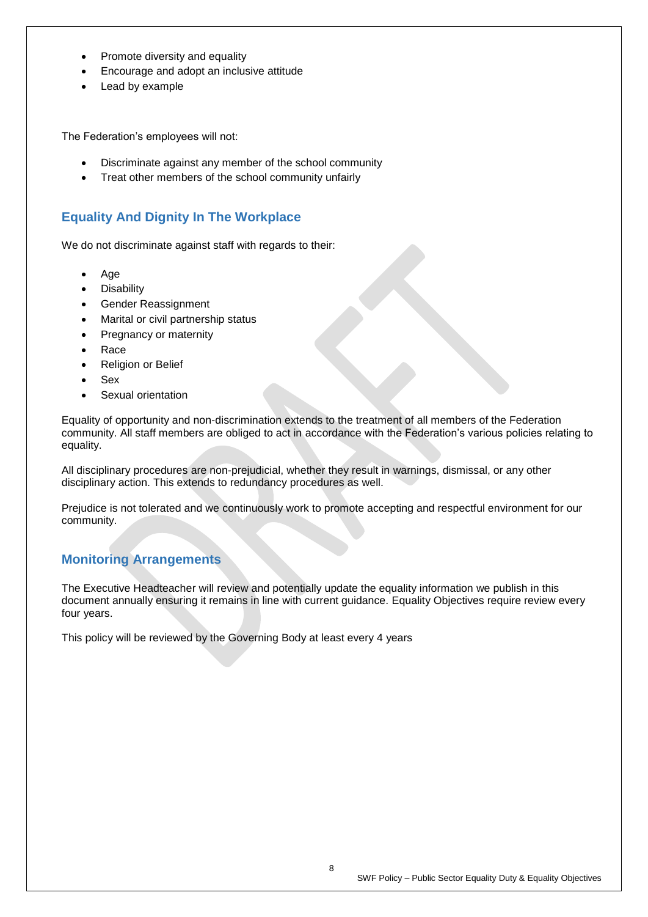- Promote diversity and equality
- Encourage and adopt an inclusive attitude
- Lead by example

The Federation's employees will not:

- Discriminate against any member of the school community
- Treat other members of the school community unfairly

## Equality And Dignity In The Workplace

We do not discriminate against staff with regards to their:

- Age
- Disability
- Gender Reassignment
- Marital or civil partnership status
- Pregnancy or maternity
- Race
- Religion or Belief
- Sex
- Sexual orientation

Equality of opportunity and non-discrimination extends to the treatment of all members of the Federation community. All staff members are obliged to act in accordance with the Federation's various policies relating to equality.

All disciplinary procedures are non-prejudicial, whether they result in warnings, dismissal, or any other disciplinary action. This extends to redundancy procedures as well.

Prejudice is not tolerated and we continuously work to promote accepting and respectful environment for our community.

## Monitoring Arrangements

The Executive Headteacher will review and potentially update the equality information we publish in this document annually ensuring it remains in line with current guidance. Equality Objectives require review every four years.

This policy will be reviewed by the Governing Body at least every 4 years